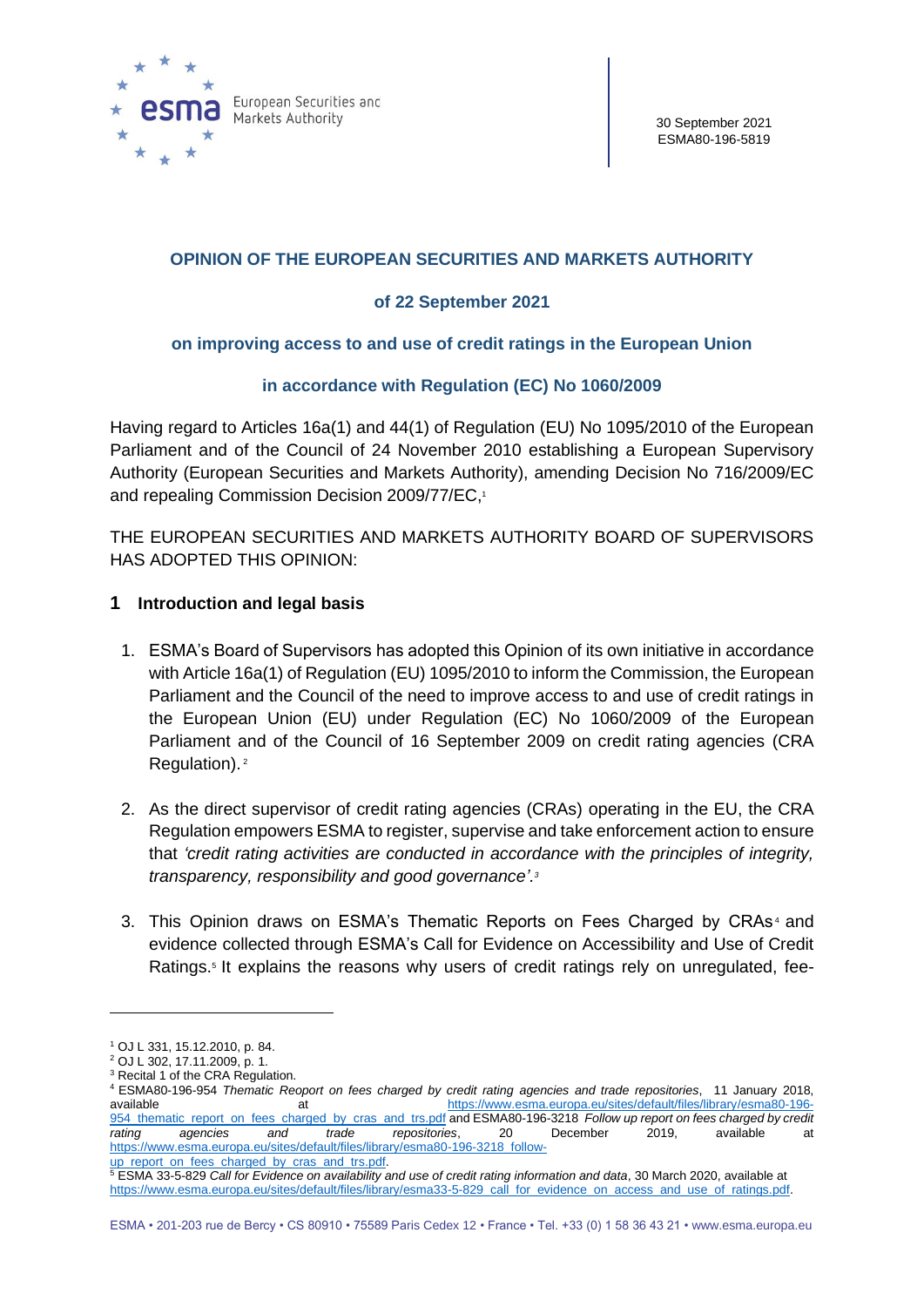30 September 2021
ESMA80-196-5819

**OPINION OF THE EUROPEAN SECURITIES AND MARKETS AUTHORITY**

**of 22 September 2021**

**on improving access to and use of credit ratings in the European Union**

**in accordance with Regulation (EC) No 1060/2009**

Having regard to Articles 16a(1) and 44(1) of Regulation (EU) No 1095/2010 of the European Parliament and of the Council of 24 November 2010 establishing a European Supervisory Authority (European Securities and Markets Authority), amending Decision No 716/2009/EC and repealing Commission Decision 2009/77/EC,[1]

THE EUROPEAN SECURITIES AND MARKETS AUTHORITY BOARD OF SUPERVISORS HAS ADOPTED THIS OPINION:

## 1 Introduction and legal basis

1. ESMA's Board of Supervisors has adopted this Opinion of its own initiative in accordance with Article 16a(1) of Regulation (EU) 1095/2010 to inform the Commission, the European Parliament and the Council of the need to improve access to and use of credit ratings in the European Union (EU) under Regulation (EC) No 1060/2009 of the European Parliament and of the Council of 16 September 2009 on credit rating agencies (CRA Regulation).[2]

2. As the direct supervisor of credit rating agencies (CRAs) operating in the EU, the CRA Regulation empowers ESMA to register, supervise and take enforcement action to ensure that *'credit rating activities are conducted in accordance with the principles of integrity, transparency, responsibility and good governance'.*[3]

3. This Opinion draws on ESMA's Thematic Reports on Fees Charged by CRAs[4] and evidence collected through ESMA's Call for Evidence on Accessibility and Use of Credit Ratings.[5] It explains the reasons why users of credit ratings rely on unregulated, fee-

---

[1] OJ L 331, 15.12.2010, p. 84.

[2] OJ L 302, 17.11.2009, p. 1.

[3] Recital 1 of the CRA Regulation.

[4] ESMA80-196-954 *Thematic Reoport on fees charged by credit rating agencies and trade repositories*, 11 January 2018, available at https://www.esma.europa.eu/sites/default/files/library/esma80-196-954_thematic_report_on_fees_charged_by_cras_and_trs.pdf and ESMA80-196-3218 *Follow up report on fees charged by credit rating agencies and trade repositories*, 20 December 2019, available at https://www.esma.europa.eu/sites/default/files/library/esma80-196-3218_follow-up_report_on_fees_charged_by_cras_and_trs.pdf.

[5] ESMA 33-5-829 *Call for Evidence on availability and use of credit rating information and data*, 30 March 2020, available at https://www.esma.europa.eu/sites/default/files/library/esma33-5-829_call_for_evidence_on_access_and_use_of_ratings.pdf.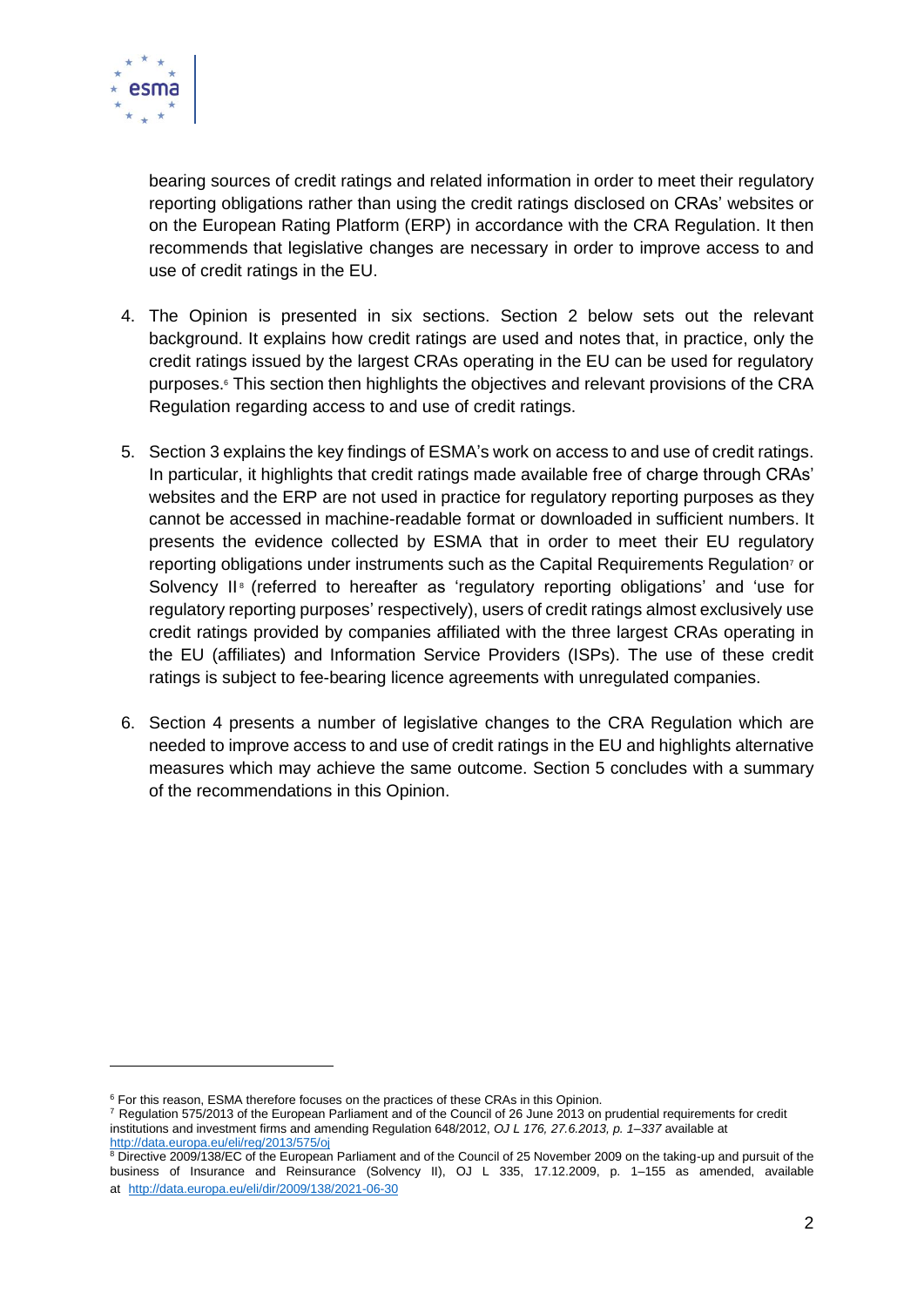bearing sources of credit ratings and related information in order to meet their regulatory reporting obligations rather than using the credit ratings disclosed on CRAs' websites or on the European Rating Platform (ERP) in accordance with the CRA Regulation. It then recommends that legislative changes are necessary in order to improve access to and use of credit ratings in the EU.

4. The Opinion is presented in six sections. Section 2 below sets out the relevant background. It explains how credit ratings are used and notes that, in practice, only the credit ratings issued by the largest CRAs operating in the EU can be used for regulatory purposes.[6] This section then highlights the objectives and relevant provisions of the CRA Regulation regarding access to and use of credit ratings.

5. Section 3 explains the key findings of ESMA's work on access to and use of credit ratings. In particular, it highlights that credit ratings made available free of charge through CRAs' websites and the ERP are not used in practice for regulatory reporting purposes as they cannot be accessed in machine-readable format or downloaded in sufficient numbers. It presents the evidence collected by ESMA that in order to meet their EU regulatory reporting obligations under instruments such as the Capital Requirements Regulation[7] or Solvency II[8] (referred to hereafter as 'regulatory reporting obligations' and 'use for regulatory reporting purposes' respectively), users of credit ratings almost exclusively use credit ratings provided by companies affiliated with the three largest CRAs operating in the EU (affiliates) and Information Service Providers (ISPs). The use of these credit ratings is subject to fee-bearing licence agreements with unregulated companies.

6. Section 4 presents a number of legislative changes to the CRA Regulation which are needed to improve access to and use of credit ratings in the EU and highlights alternative measures which may achieve the same outcome. Section 5 concludes with a summary of the recommendations in this Opinion.

---

[6] For this reason, ESMA therefore focuses on the practices of these CRAs in this Opinion.

[7] Regulation 575/2013 of the European Parliament and of the Council of 26 June 2013 on prudential requirements for credit institutions and investment firms and amending Regulation 648/2012, *OJ L 176, 27.6.2013, p. 1–337* available at http://data.europa.eu/eli/reg/2013/575/oj

[8] Directive 2009/138/EC of the European Parliament and of the Council of 25 November 2009 on the taking-up and pursuit of the business of Insurance and Reinsurance (Solvency II), OJ L 335, 17.12.2009, p. 1–155 as amended, available at http://data.europa.eu/eli/dir/2009/138/2021-06-30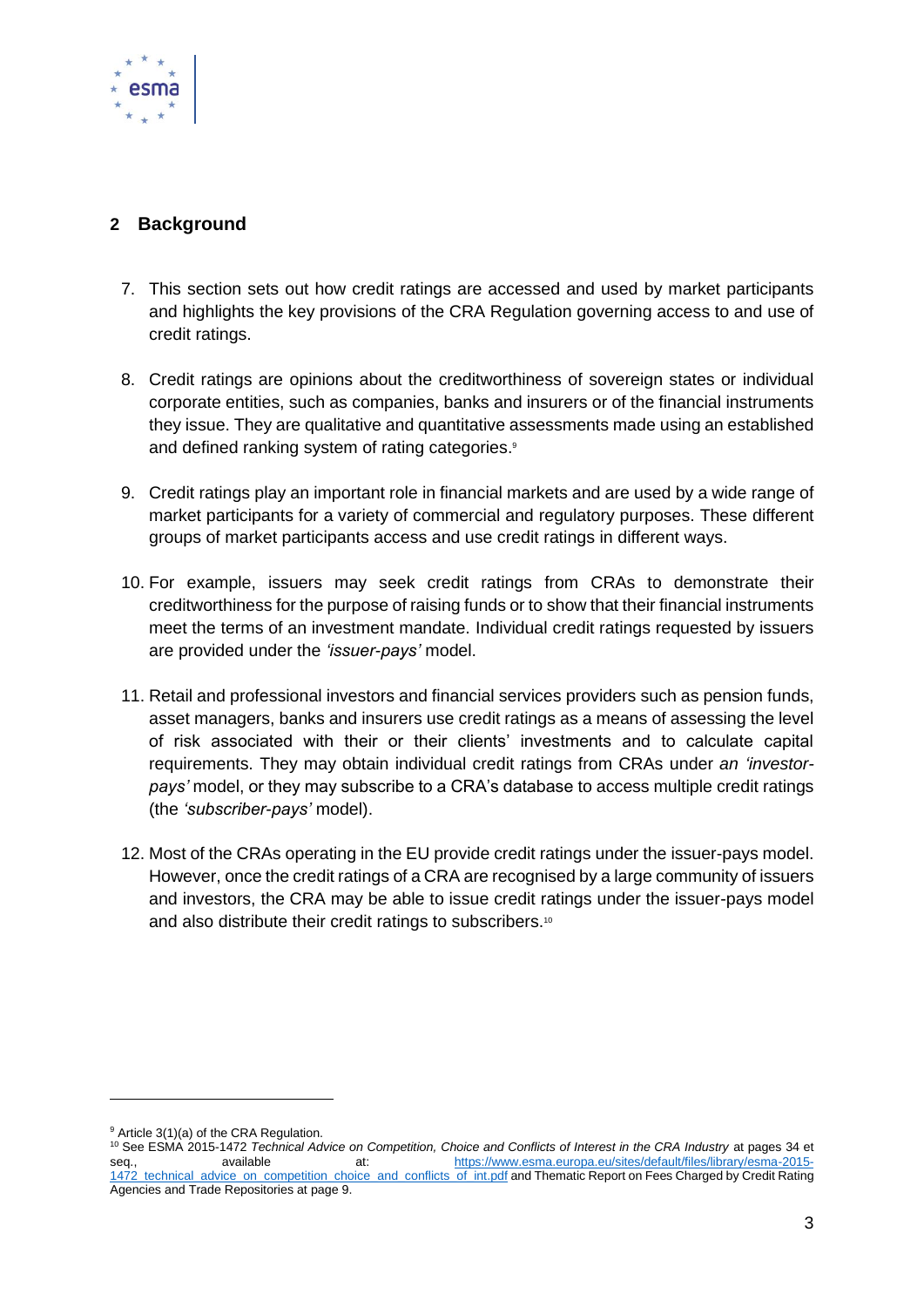## 2 Background

7. This section sets out how credit ratings are accessed and used by market participants and highlights the key provisions of the CRA Regulation governing access to and use of credit ratings.

8. Credit ratings are opinions about the creditworthiness of sovereign states or individual corporate entities, such as companies, banks and insurers or of the financial instruments they issue. They are qualitative and quantitative assessments made using an established and defined ranking system of rating categories.[9]

9. Credit ratings play an important role in financial markets and are used by a wide range of market participants for a variety of commercial and regulatory purposes. These different groups of market participants access and use credit ratings in different ways.

10. For example, issuers may seek credit ratings from CRAs to demonstrate their creditworthiness for the purpose of raising funds or to show that their financial instruments meet the terms of an investment mandate. Individual credit ratings requested by issuers are provided under the *'issuer-pays'* model.

11. Retail and professional investors and financial services providers such as pension funds, asset managers, banks and insurers use credit ratings as a means of assessing the level of risk associated with their or their clients' investments and to calculate capital requirements. They may obtain individual credit ratings from CRAs under *an 'investor-pays'* model, or they may subscribe to a CRA's database to access multiple credit ratings (the *'subscriber-pays'* model).

12. Most of the CRAs operating in the EU provide credit ratings under the issuer-pays model. However, once the credit ratings of a CRA are recognised by a large community of issuers and investors, the CRA may be able to issue credit ratings under the issuer-pays model and also distribute their credit ratings to subscribers.[10]

---

[9] Article 3(1)(a) of the CRA Regulation.

[10] See ESMA 2015-1472 *Technical Advice on Competition, Choice and Conflicts of Interest in the CRA Industry* at pages 34 et seq., available at: [https://www.esma.europa.eu/sites/default/files/library/esma-2015-1472_technical_advice_on_competition_choice_and_conflicts_of_int.pdf](https://www.esma.europa.eu/sites/default/files/library/esma-2015-1472_technical_advice_on_competition_choice_and_conflicts_of_int.pdf) and Thematic Report on Fees Charged by Credit Rating Agencies and Trade Repositories at page 9.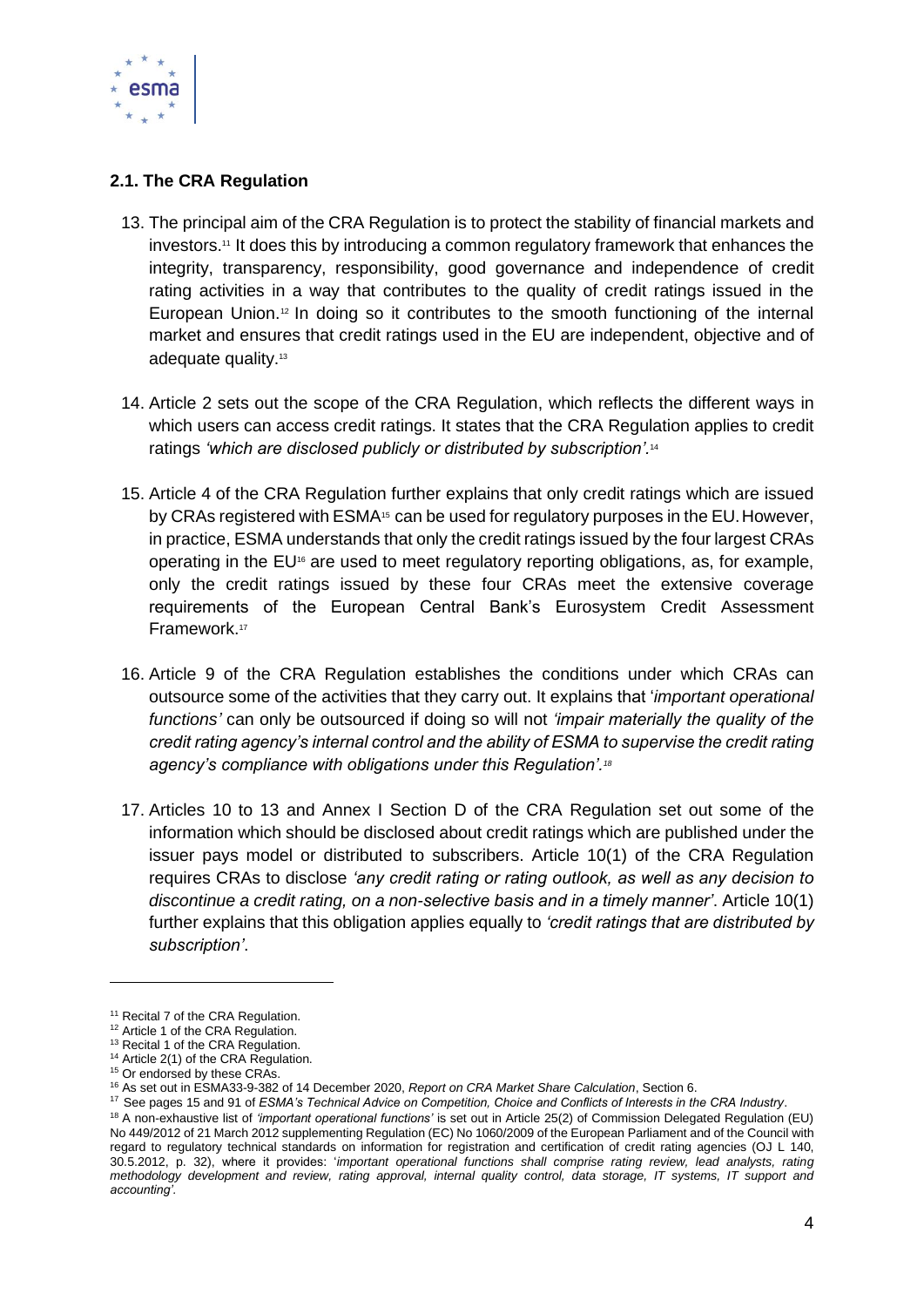## 2.1. The CRA Regulation

13. The principal aim of the CRA Regulation is to protect the stability of financial markets and investors.[11] It does this by introducing a common regulatory framework that enhances the integrity, transparency, responsibility, good governance and independence of credit rating activities in a way that contributes to the quality of credit ratings issued in the European Union.[12] In doing so it contributes to the smooth functioning of the internal market and ensures that credit ratings used in the EU are independent, objective and of adequate quality.[13]

14. Article 2 sets out the scope of the CRA Regulation, which reflects the different ways in which users can access credit ratings. It states that the CRA Regulation applies to credit ratings *'which are disclosed publicly or distributed by subscription'.*[14]

15. Article 4 of the CRA Regulation further explains that only credit ratings which are issued by CRAs registered with ESMA[15] can be used for regulatory purposes in the EU. However, in practice, ESMA understands that only the credit ratings issued by the four largest CRAs operating in the EU[16] are used to meet regulatory reporting obligations, as, for example, only the credit ratings issued by these four CRAs meet the extensive coverage requirements of the European Central Bank's Eurosystem Credit Assessment Framework.[17]

16. Article 9 of the CRA Regulation establishes the conditions under which CRAs can outsource some of the activities that they carry out. It explains that '*important operational functions'* can only be outsourced if doing so will not *'impair materially the quality of the credit rating agency's internal control and the ability of ESMA to supervise the credit rating agency's compliance with obligations under this Regulation'.*[18]

17. Articles 10 to 13 and Annex I Section D of the CRA Regulation set out some of the information which should be disclosed about credit ratings which are published under the issuer pays model or distributed to subscribers. Article 10(1) of the CRA Regulation requires CRAs to disclose *'any credit rating or rating outlook, as well as any decision to discontinue a credit rating, on a non-selective basis and in a timely manner'*. Article 10(1) further explains that this obligation applies equally to *'credit ratings that are distributed by subscription'*.

---

[11] Recital 7 of the CRA Regulation.

[12] Article 1 of the CRA Regulation.

[13] Recital 1 of the CRA Regulation.

[14] Article 2(1) of the CRA Regulation.

[15] Or endorsed by these CRAs.

[16] As set out in ESMA33-9-382 of 14 December 2020, *Report on CRA Market Share Calculation*, Section 6.

[17] See pages 15 and 91 of *ESMA's Technical Advice on Competition, Choice and Conflicts of Interests in the CRA Industry*.

[18] A non-exhaustive list of *'important operational functions'* is set out in Article 25(2) of Commission Delegated Regulation (EU) No 449/2012 of 21 March 2012 supplementing Regulation (EC) No 1060/2009 of the European Parliament and of the Council with regard to regulatory technical standards on information for registration and certification of credit rating agencies (OJ L 140, 30.5.2012, p. 32), where it provides: '*important operational functions shall comprise rating review, lead analysts, rating methodology development and review, rating approval, internal quality control, data storage, IT systems, IT support and accounting'*.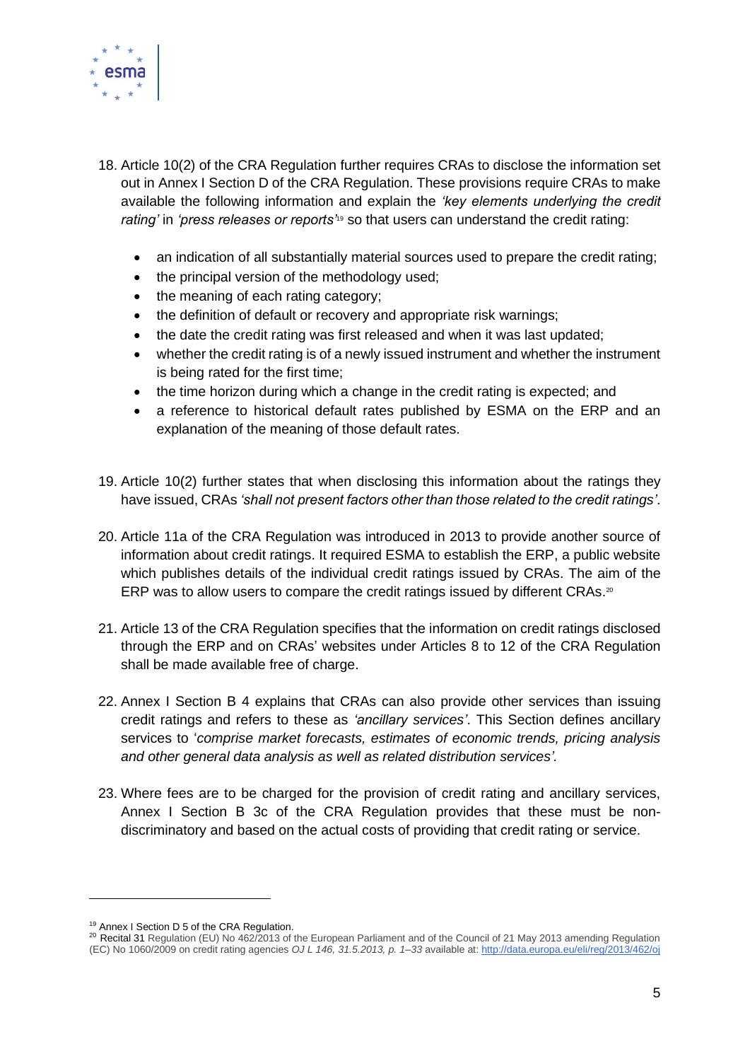18. Article 10(2) of the CRA Regulation further requires CRAs to disclose the information set out in Annex I Section D of the CRA Regulation. These provisions require CRAs to make available the following information and explain the *'key elements underlying the credit rating'* in *'press releases or reports'*[19] so that users can understand the credit rating:

   - an indication of all substantially material sources used to prepare the credit rating;
   - the principal version of the methodology used;
   - the meaning of each rating category;
   - the definition of default or recovery and appropriate risk warnings;
   - the date the credit rating was first released and when it was last updated;
   - whether the credit rating is of a newly issued instrument and whether the instrument is being rated for the first time;
   - the time horizon during which a change in the credit rating is expected; and
   - a reference to historical default rates published by ESMA on the ERP and an explanation of the meaning of those default rates.

19. Article 10(2) further states that when disclosing this information about the ratings they have issued, CRAs *'shall not present factors other than those related to the credit ratings'*.

20. Article 11a of the CRA Regulation was introduced in 2013 to provide another source of information about credit ratings. It required ESMA to establish the ERP, a public website which publishes details of the individual credit ratings issued by CRAs. The aim of the ERP was to allow users to compare the credit ratings issued by different CRAs.[20]

21. Article 13 of the CRA Regulation specifies that the information on credit ratings disclosed through the ERP and on CRAs' websites under Articles 8 to 12 of the CRA Regulation shall be made available free of charge.

22. Annex I Section B 4 explains that CRAs can also provide other services than issuing credit ratings and refers to these as *'ancillary services'*. This Section defines ancillary services to '*comprise market forecasts, estimates of economic trends, pricing analysis and other general data analysis as well as related distribution services'.*

23. Where fees are to be charged for the provision of credit rating and ancillary services, Annex I Section B 3c of the CRA Regulation provides that these must be non-discriminatory and based on the actual costs of providing that credit rating or service.

---

[19] Annex I Section D 5 of the CRA Regulation.

[20] Recital 31 Regulation (EU) No 462/2013 of the European Parliament and of the Council of 21 May 2013 amending Regulation (EC) No 1060/2009 on credit rating agencies *OJ L 146, 31.5.2013, p. 1–33* available at: http://data.europa.eu/eli/reg/2013/462/oj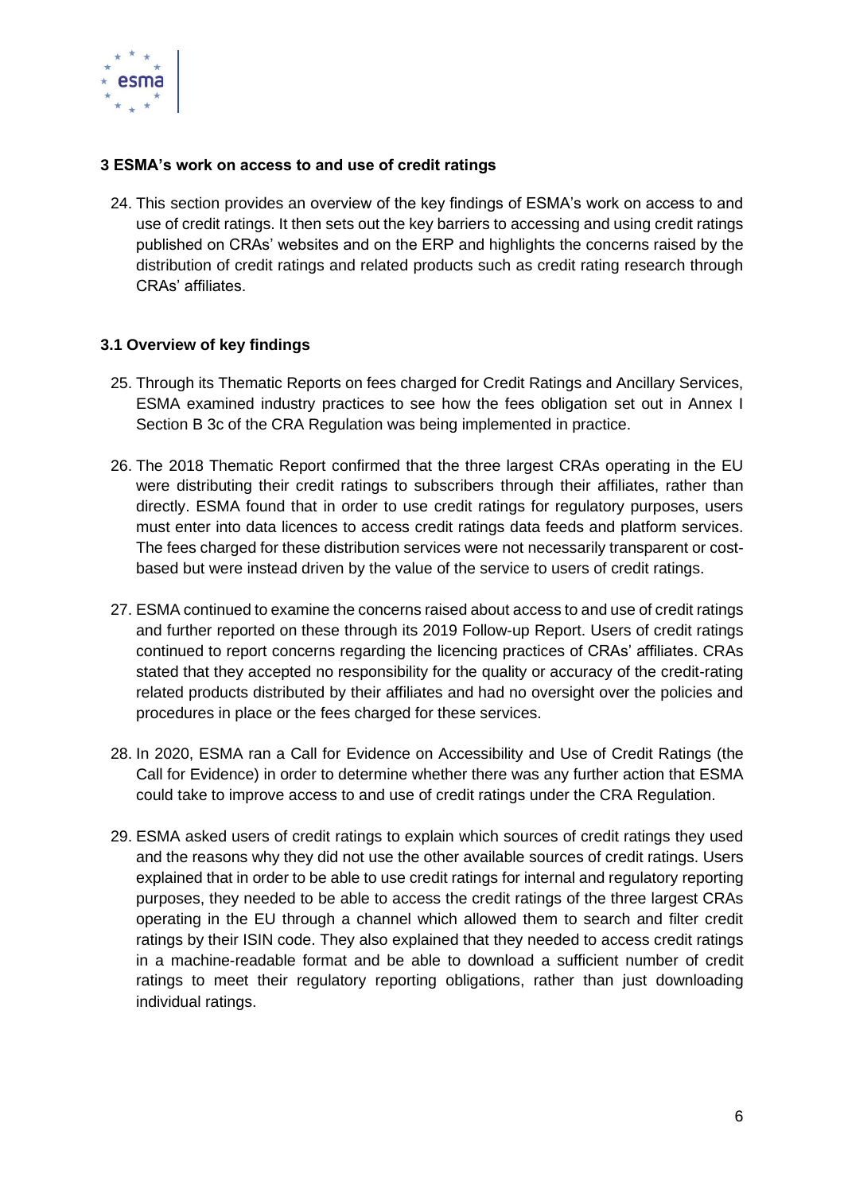## 3 ESMA's work on access to and use of credit ratings

24. This section provides an overview of the key findings of ESMA's work on access to and use of credit ratings. It then sets out the key barriers to accessing and using credit ratings published on CRAs' websites and on the ERP and highlights the concerns raised by the distribution of credit ratings and related products such as credit rating research through CRAs' affiliates.

### 3.1 Overview of key findings

25. Through its Thematic Reports on fees charged for Credit Ratings and Ancillary Services, ESMA examined industry practices to see how the fees obligation set out in Annex I Section B 3c of the CRA Regulation was being implemented in practice.

26. The 2018 Thematic Report confirmed that the three largest CRAs operating in the EU were distributing their credit ratings to subscribers through their affiliates, rather than directly. ESMA found that in order to use credit ratings for regulatory purposes, users must enter into data licences to access credit ratings data feeds and platform services. The fees charged for these distribution services were not necessarily transparent or cost-based but were instead driven by the value of the service to users of credit ratings.

27. ESMA continued to examine the concerns raised about access to and use of credit ratings and further reported on these through its 2019 Follow-up Report. Users of credit ratings continued to report concerns regarding the licencing practices of CRAs' affiliates. CRAs stated that they accepted no responsibility for the quality or accuracy of the credit-rating related products distributed by their affiliates and had no oversight over the policies and procedures in place or the fees charged for these services.

28. In 2020, ESMA ran a Call for Evidence on Accessibility and Use of Credit Ratings (the Call for Evidence) in order to determine whether there was any further action that ESMA could take to improve access to and use of credit ratings under the CRA Regulation.

29. ESMA asked users of credit ratings to explain which sources of credit ratings they used and the reasons why they did not use the other available sources of credit ratings. Users explained that in order to be able to use credit ratings for internal and regulatory reporting purposes, they needed to be able to access the credit ratings of the three largest CRAs operating in the EU through a channel which allowed them to search and filter credit ratings by their ISIN code. They also explained that they needed to access credit ratings in a machine-readable format and be able to download a sufficient number of credit ratings to meet their regulatory reporting obligations, rather than just downloading individual ratings.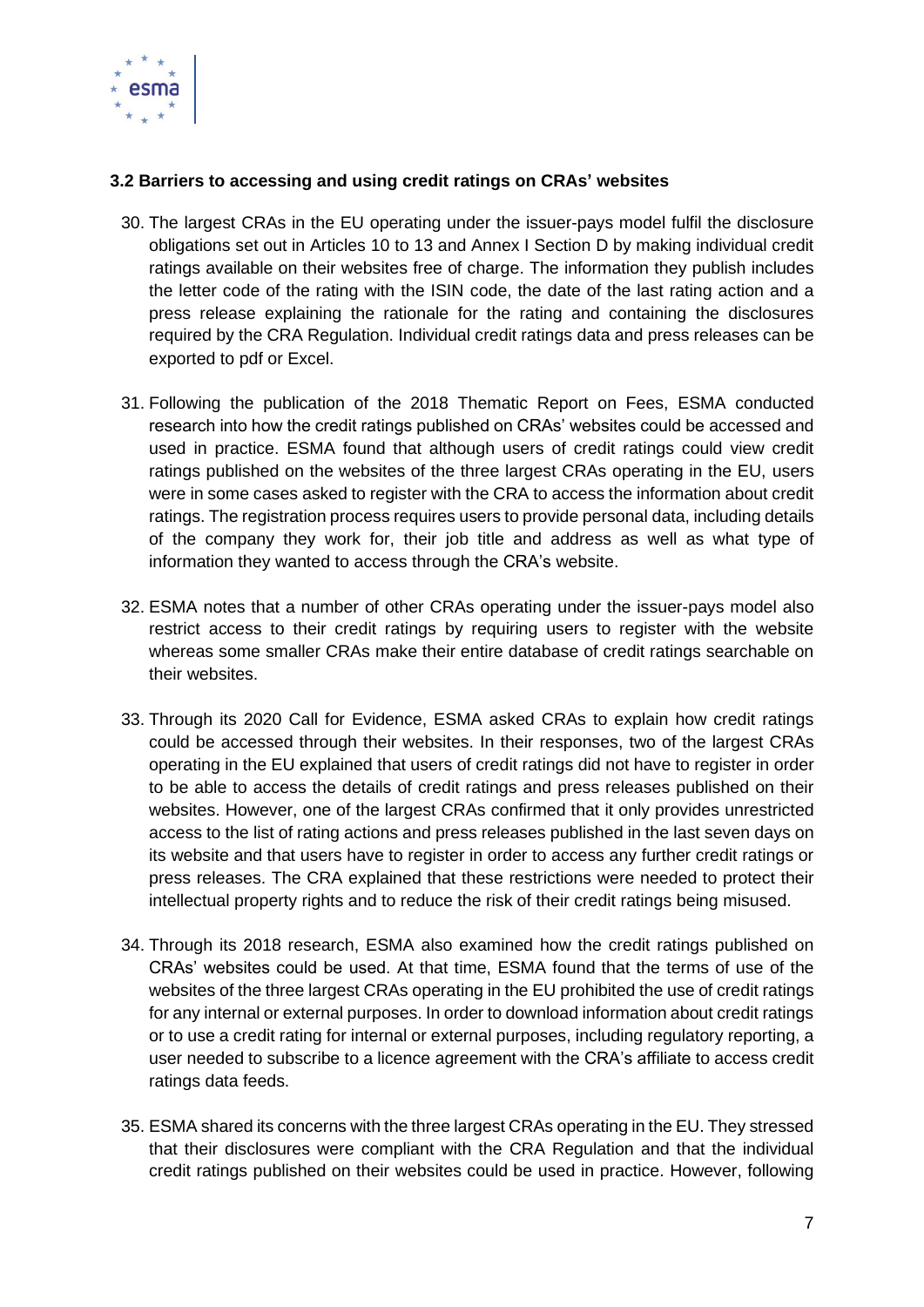### 3.2 Barriers to accessing and using credit ratings on CRAs' websites

30. The largest CRAs in the EU operating under the issuer-pays model fulfil the disclosure obligations set out in Articles 10 to 13 and Annex I Section D by making individual credit ratings available on their websites free of charge. The information they publish includes the letter code of the rating with the ISIN code, the date of the last rating action and a press release explaining the rationale for the rating and containing the disclosures required by the CRA Regulation. Individual credit ratings data and press releases can be exported to pdf or Excel.

31. Following the publication of the 2018 Thematic Report on Fees, ESMA conducted research into how the credit ratings published on CRAs' websites could be accessed and used in practice. ESMA found that although users of credit ratings could view credit ratings published on the websites of the three largest CRAs operating in the EU, users were in some cases asked to register with the CRA to access the information about credit ratings. The registration process requires users to provide personal data, including details of the company they work for, their job title and address as well as what type of information they wanted to access through the CRA's website.

32. ESMA notes that a number of other CRAs operating under the issuer-pays model also restrict access to their credit ratings by requiring users to register with the website whereas some smaller CRAs make their entire database of credit ratings searchable on their websites.

33. Through its 2020 Call for Evidence, ESMA asked CRAs to explain how credit ratings could be accessed through their websites. In their responses, two of the largest CRAs operating in the EU explained that users of credit ratings did not have to register in order to be able to access the details of credit ratings and press releases published on their websites. However, one of the largest CRAs confirmed that it only provides unrestricted access to the list of rating actions and press releases published in the last seven days on its website and that users have to register in order to access any further credit ratings or press releases. The CRA explained that these restrictions were needed to protect their intellectual property rights and to reduce the risk of their credit ratings being misused.

34. Through its 2018 research, ESMA also examined how the credit ratings published on CRAs' websites could be used. At that time, ESMA found that the terms of use of the websites of the three largest CRAs operating in the EU prohibited the use of credit ratings for any internal or external purposes. In order to download information about credit ratings or to use a credit rating for internal or external purposes, including regulatory reporting, a user needed to subscribe to a licence agreement with the CRA's affiliate to access credit ratings data feeds.

35. ESMA shared its concerns with the three largest CRAs operating in the EU. They stressed that their disclosures were compliant with the CRA Regulation and that the individual credit ratings published on their websites could be used in practice. However, following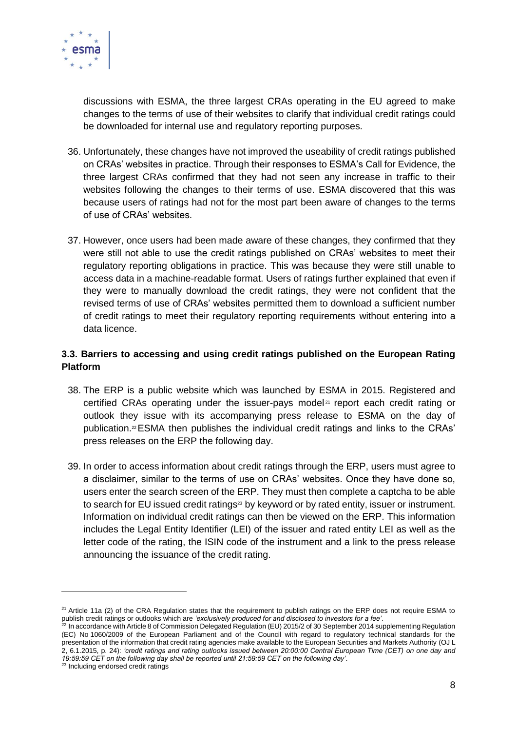discussions with ESMA, the three largest CRAs operating in the EU agreed to make changes to the terms of use of their websites to clarify that individual credit ratings could be downloaded for internal use and regulatory reporting purposes.

36. Unfortunately, these changes have not improved the useability of credit ratings published on CRAs' websites in practice. Through their responses to ESMA's Call for Evidence, the three largest CRAs confirmed that they had not seen any increase in traffic to their websites following the changes to their terms of use. ESMA discovered that this was because users of ratings had not for the most part been aware of changes to the terms of use of CRAs' websites.

37. However, once users had been made aware of these changes, they confirmed that they were still not able to use the credit ratings published on CRAs' websites to meet their regulatory reporting obligations in practice. This was because they were still unable to access data in a machine-readable format. Users of ratings further explained that even if they were to manually download the credit ratings, they were not confident that the revised terms of use of CRAs' websites permitted them to download a sufficient number of credit ratings to meet their regulatory reporting requirements without entering into a data licence.

### 3.3. Barriers to accessing and using credit ratings published on the European Rating Platform

38. The ERP is a public website which was launched by ESMA in 2015. Registered and certified CRAs operating under the issuer-pays model[21] report each credit rating or outlook they issue with its accompanying press release to ESMA on the day of publication.[22] ESMA then publishes the individual credit ratings and links to the CRAs' press releases on the ERP the following day.

39. In order to access information about credit ratings through the ERP, users must agree to a disclaimer, similar to the terms of use on CRAs' websites. Once they have done so, users enter the search screen of the ERP. They must then complete a captcha to be able to search for EU issued credit ratings[23] by keyword or by rated entity, issuer or instrument. Information on individual credit ratings can then be viewed on the ERP. This information includes the Legal Entity Identifier (LEI) of the issuer and rated entity LEI as well as the letter code of the rating, the ISIN code of the instrument and a link to the press release announcing the issuance of the credit rating.

---

[21] Article 11a (2) of the CRA Regulation states that the requirement to publish ratings on the ERP does not require ESMA to publish credit ratings or outlooks which are *'exclusively produced for and disclosed to investors for a fee'*.

[22] In accordance with Article 8 of Commission Delegated Regulation (EU) 2015/2 of 30 September 2014 supplementing Regulation (EC) No 1060/2009 of the European Parliament and of the Council with regard to regulatory technical standards for the presentation of the information that credit rating agencies make available to the European Securities and Markets Authority (OJ L 2, 6.1.2015, p. 24): *'credit ratings and rating outlooks issued between 20:00:00 Central European Time (CET) on one day and 19:59:59 CET on the following day shall be reported until 21:59:59 CET on the following day'*.

[23] Including endorsed credit ratings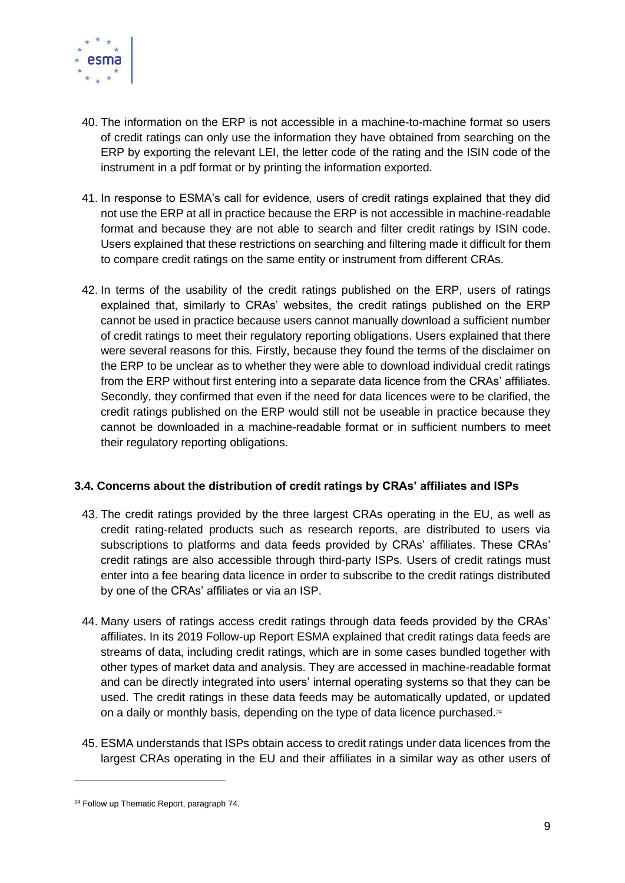40. The information on the ERP is not accessible in a machine-to-machine format so users of credit ratings can only use the information they have obtained from searching on the ERP by exporting the relevant LEI, the letter code of the rating and the ISIN code of the instrument in a pdf format or by printing the information exported.

41. In response to ESMA's call for evidence, users of credit ratings explained that they did not use the ERP at all in practice because the ERP is not accessible in machine-readable format and because they are not able to search and filter credit ratings by ISIN code. Users explained that these restrictions on searching and filtering made it difficult for them to compare credit ratings on the same entity or instrument from different CRAs.

42. In terms of the usability of the credit ratings published on the ERP, users of ratings explained that, similarly to CRAs' websites, the credit ratings published on the ERP cannot be used in practice because users cannot manually download a sufficient number of credit ratings to meet their regulatory reporting obligations. Users explained that there were several reasons for this. Firstly, because they found the terms of the disclaimer on the ERP to be unclear as to whether they were able to download individual credit ratings from the ERP without first entering into a separate data licence from the CRAs' affiliates. Secondly, they confirmed that even if the need for data licences were to be clarified, the credit ratings published on the ERP would still not be useable in practice because they cannot be downloaded in a machine-readable format or in sufficient numbers to meet their regulatory reporting obligations.

### 3.4. Concerns about the distribution of credit ratings by CRAs' affiliates and ISPs

43. The credit ratings provided by the three largest CRAs operating in the EU, as well as credit rating-related products such as research reports, are distributed to users via subscriptions to platforms and data feeds provided by CRAs' affiliates. These CRAs' credit ratings are also accessible through third-party ISPs. Users of credit ratings must enter into a fee bearing data licence in order to subscribe to the credit ratings distributed by one of the CRAs' affiliates or via an ISP.

44. Many users of ratings access credit ratings through data feeds provided by the CRAs' affiliates. In its 2019 Follow-up Report ESMA explained that credit ratings data feeds are streams of data, including credit ratings, which are in some cases bundled together with other types of market data and analysis. They are accessed in machine-readable format and can be directly integrated into users' internal operating systems so that they can be used. The credit ratings in these data feeds may be automatically updated, or updated on a daily or monthly basis, depending on the type of data licence purchased.[24]

45. ESMA understands that ISPs obtain access to credit ratings under data licences from the largest CRAs operating in the EU and their affiliates in a similar way as other users of

[24] Follow up Thematic Report, paragraph 74.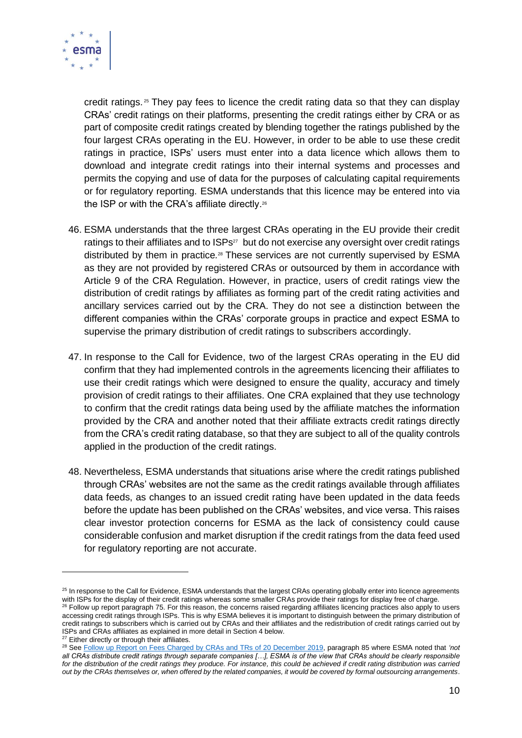credit ratings.[25] They pay fees to licence the credit rating data so that they can display CRAs' credit ratings on their platforms, presenting the credit ratings either by CRA or as part of composite credit ratings created by blending together the ratings published by the four largest CRAs operating in the EU. However, in order to be able to use these credit ratings in practice, ISPs' users must enter into a data licence which allows them to download and integrate credit ratings into their internal systems and processes and permits the copying and use of data for the purposes of calculating capital requirements or for regulatory reporting. ESMA understands that this licence may be entered into via the ISP or with the CRA's affiliate directly.[26]

46. ESMA understands that the three largest CRAs operating in the EU provide their credit ratings to their affiliates and to ISPs[27] but do not exercise any oversight over credit ratings distributed by them in practice.[28] These services are not currently supervised by ESMA as they are not provided by registered CRAs or outsourced by them in accordance with Article 9 of the CRA Regulation. However, in practice, users of credit ratings view the distribution of credit ratings by affiliates as forming part of the credit rating activities and ancillary services carried out by the CRA. They do not see a distinction between the different companies within the CRAs' corporate groups in practice and expect ESMA to supervise the primary distribution of credit ratings to subscribers accordingly.

47. In response to the Call for Evidence, two of the largest CRAs operating in the EU did confirm that they had implemented controls in the agreements licencing their affiliates to use their credit ratings which were designed to ensure the quality, accuracy and timely provision of credit ratings to their affiliates. One CRA explained that they use technology to confirm that the credit ratings data being used by the affiliate matches the information provided by the CRA and another noted that their affiliate extracts credit ratings directly from the CRA's credit rating database, so that they are subject to all of the quality controls applied in the production of the credit ratings.

48. Nevertheless, ESMA understands that situations arise where the credit ratings published through CRAs' websites are not the same as the credit ratings available through affiliates data feeds, as changes to an issued credit rating have been updated in the data feeds before the update has been published on the CRAs' websites, and vice versa. This raises clear investor protection concerns for ESMA as the lack of consistency could cause considerable confusion and market disruption if the credit ratings from the data feed used for regulatory reporting are not accurate.

---

[25] In response to the Call for Evidence, ESMA understands that the largest CRAs operating globally enter into licence agreements with ISPs for the display of their credit ratings whereas some smaller CRAs provide their ratings for display free of charge.

[26] Follow up report paragraph 75. For this reason, the concerns raised regarding affiliates licencing practices also apply to users accessing credit ratings through ISPs. This is why ESMA believes it is important to distinguish between the primary distribution of credit ratings to subscribers which is carried out by CRAs and their affiliates and the redistribution of credit ratings carried out by ISPs and CRAs affiliates as explained in more detail in Section 4 below.

[27] Either directly or through their affiliates.

[28] See Follow up Report on Fees Charged by CRAs and TRs of 20 December 2019, paragraph 85 where ESMA noted that *'not all CRAs distribute credit ratings through separate companies […], ESMA is of the view that CRAs should be clearly responsible for the distribution of the credit ratings they produce. For instance, this could be achieved if credit rating distribution was carried out by the CRAs themselves or, when offered by the related companies, it would be covered by formal outsourcing arrangements*.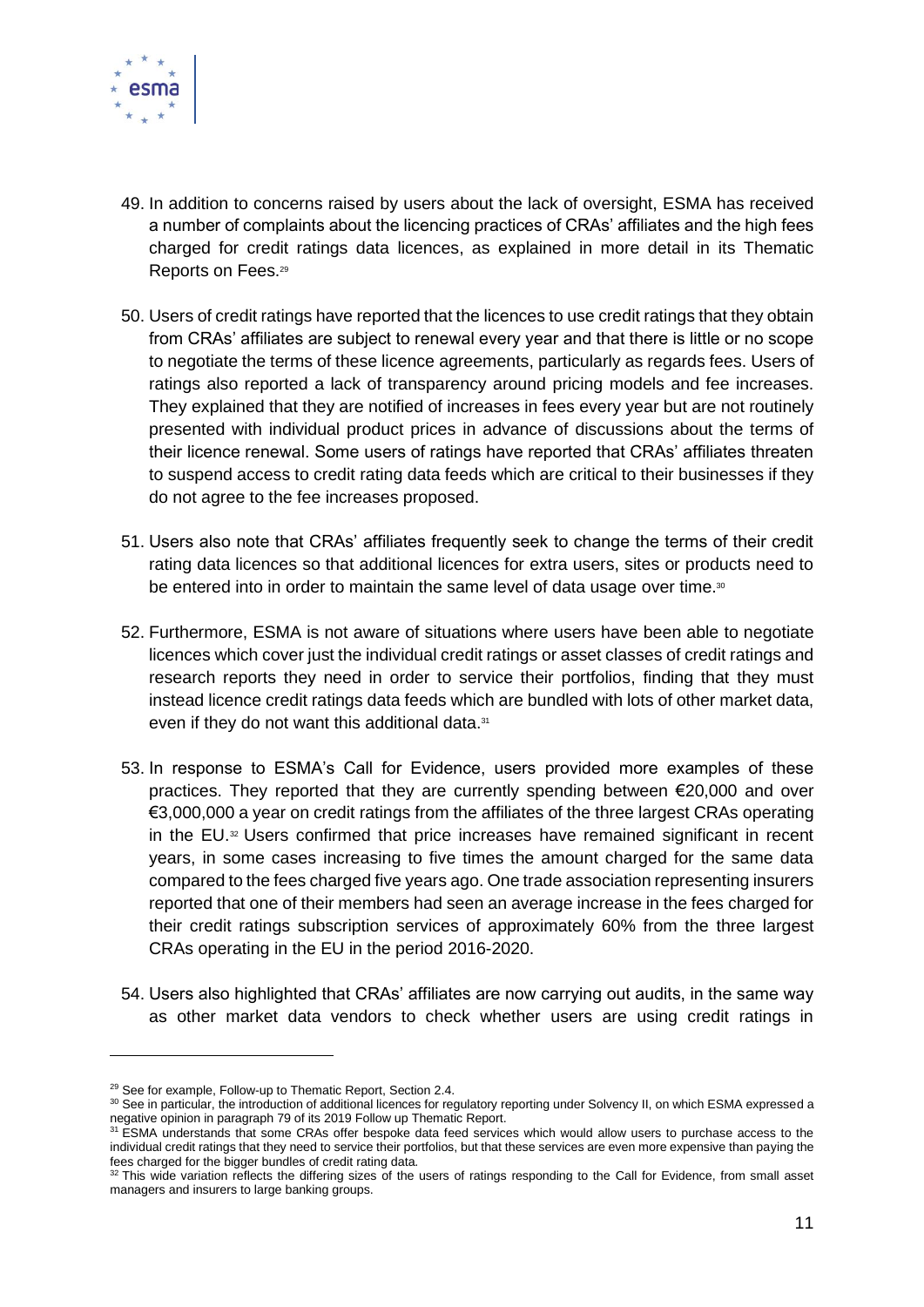49. In addition to concerns raised by users about the lack of oversight, ESMA has received a number of complaints about the licencing practices of CRAs' affiliates and the high fees charged for credit ratings data licences, as explained in more detail in its Thematic Reports on Fees.[29]

50. Users of credit ratings have reported that the licences to use credit ratings that they obtain from CRAs' affiliates are subject to renewal every year and that there is little or no scope to negotiate the terms of these licence agreements, particularly as regards fees. Users of ratings also reported a lack of transparency around pricing models and fee increases. They explained that they are notified of increases in fees every year but are not routinely presented with individual product prices in advance of discussions about the terms of their licence renewal. Some users of ratings have reported that CRAs' affiliates threaten to suspend access to credit rating data feeds which are critical to their businesses if they do not agree to the fee increases proposed.

51. Users also note that CRAs' affiliates frequently seek to change the terms of their credit rating data licences so that additional licences for extra users, sites or products need to be entered into in order to maintain the same level of data usage over time.[30]

52. Furthermore, ESMA is not aware of situations where users have been able to negotiate licences which cover just the individual credit ratings or asset classes of credit ratings and research reports they need in order to service their portfolios, finding that they must instead licence credit ratings data feeds which are bundled with lots of other market data, even if they do not want this additional data.[31]

53. In response to ESMA's Call for Evidence, users provided more examples of these practices. They reported that they are currently spending between €20,000 and over €3,000,000 a year on credit ratings from the affiliates of the three largest CRAs operating in the EU.[32] Users confirmed that price increases have remained significant in recent years, in some cases increasing to five times the amount charged for the same data compared to the fees charged five years ago. One trade association representing insurers reported that one of their members had seen an average increase in the fees charged for their credit ratings subscription services of approximately 60% from the three largest CRAs operating in the EU in the period 2016-2020.

54. Users also highlighted that CRAs' affiliates are now carrying out audits, in the same way as other market data vendors to check whether users are using credit ratings in

---

[29] See for example, Follow-up to Thematic Report, Section 2.4.

[30] See in particular, the introduction of additional licences for regulatory reporting under Solvency II, on which ESMA expressed a negative opinion in paragraph 79 of its 2019 Follow up Thematic Report.

[31] ESMA understands that some CRAs offer bespoke data feed services which would allow users to purchase access to the individual credit ratings that they need to service their portfolios, but that these services are even more expensive than paying the fees charged for the bigger bundles of credit rating data.

[32] This wide variation reflects the differing sizes of the users of ratings responding to the Call for Evidence, from small asset managers and insurers to large banking groups.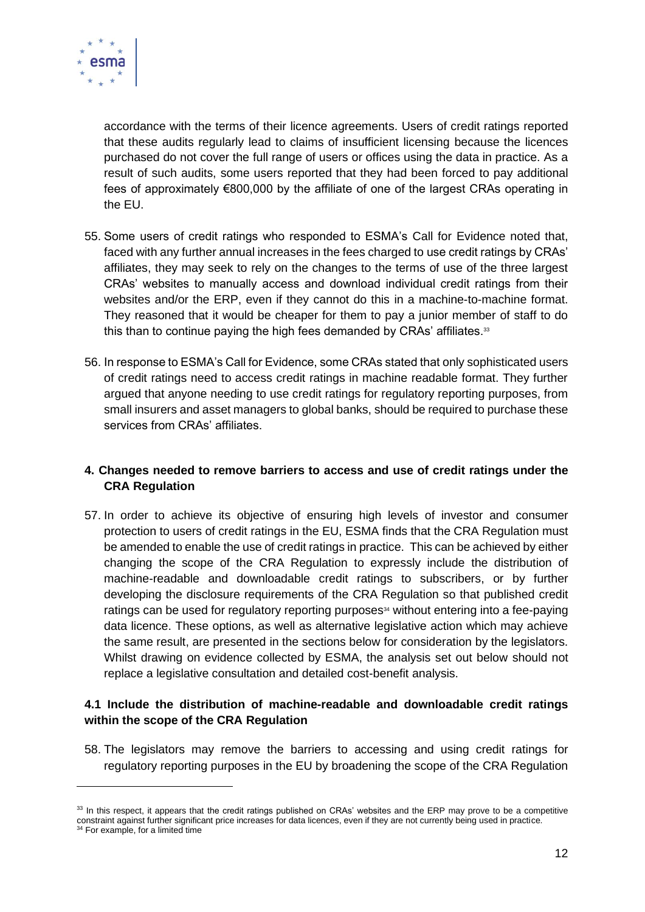accordance with the terms of their licence agreements. Users of credit ratings reported that these audits regularly lead to claims of insufficient licensing because the licences purchased do not cover the full range of users or offices using the data in practice. As a result of such audits, some users reported that they had been forced to pay additional fees of approximately €800,000 by the affiliate of one of the largest CRAs operating in the EU.

55. Some users of credit ratings who responded to ESMA's Call for Evidence noted that, faced with any further annual increases in the fees charged to use credit ratings by CRAs' affiliates, they may seek to rely on the changes to the terms of use of the three largest CRAs' websites to manually access and download individual credit ratings from their websites and/or the ERP, even if they cannot do this in a machine-to-machine format. They reasoned that it would be cheaper for them to pay a junior member of staff to do this than to continue paying the high fees demanded by CRAs' affiliates.[33]

56. In response to ESMA's Call for Evidence, some CRAs stated that only sophisticated users of credit ratings need to access credit ratings in machine readable format. They further argued that anyone needing to use credit ratings for regulatory reporting purposes, from small insurers and asset managers to global banks, should be required to purchase these services from CRAs' affiliates.

## 4. Changes needed to remove barriers to access and use of credit ratings under the CRA Regulation

57. In order to achieve its objective of ensuring high levels of investor and consumer protection to users of credit ratings in the EU, ESMA finds that the CRA Regulation must be amended to enable the use of credit ratings in practice. This can be achieved by either changing the scope of the CRA Regulation to expressly include the distribution of machine-readable and downloadable credit ratings to subscribers, or by further developing the disclosure requirements of the CRA Regulation so that published credit ratings can be used for regulatory reporting purposes[34] without entering into a fee-paying data licence. These options, as well as alternative legislative action which may achieve the same result, are presented in the sections below for consideration by the legislators. Whilst drawing on evidence collected by ESMA, the analysis set out below should not replace a legislative consultation and detailed cost-benefit analysis.

### 4.1 Include the distribution of machine-readable and downloadable credit ratings within the scope of the CRA Regulation

58. The legislators may remove the barriers to accessing and using credit ratings for regulatory reporting purposes in the EU by broadening the scope of the CRA Regulation

---

[33] In this respect, it appears that the credit ratings published on CRAs' websites and the ERP may prove to be a competitive constraint against further significant price increases for data licences, even if they are not currently being used in practice.

[34] For example, for a limited time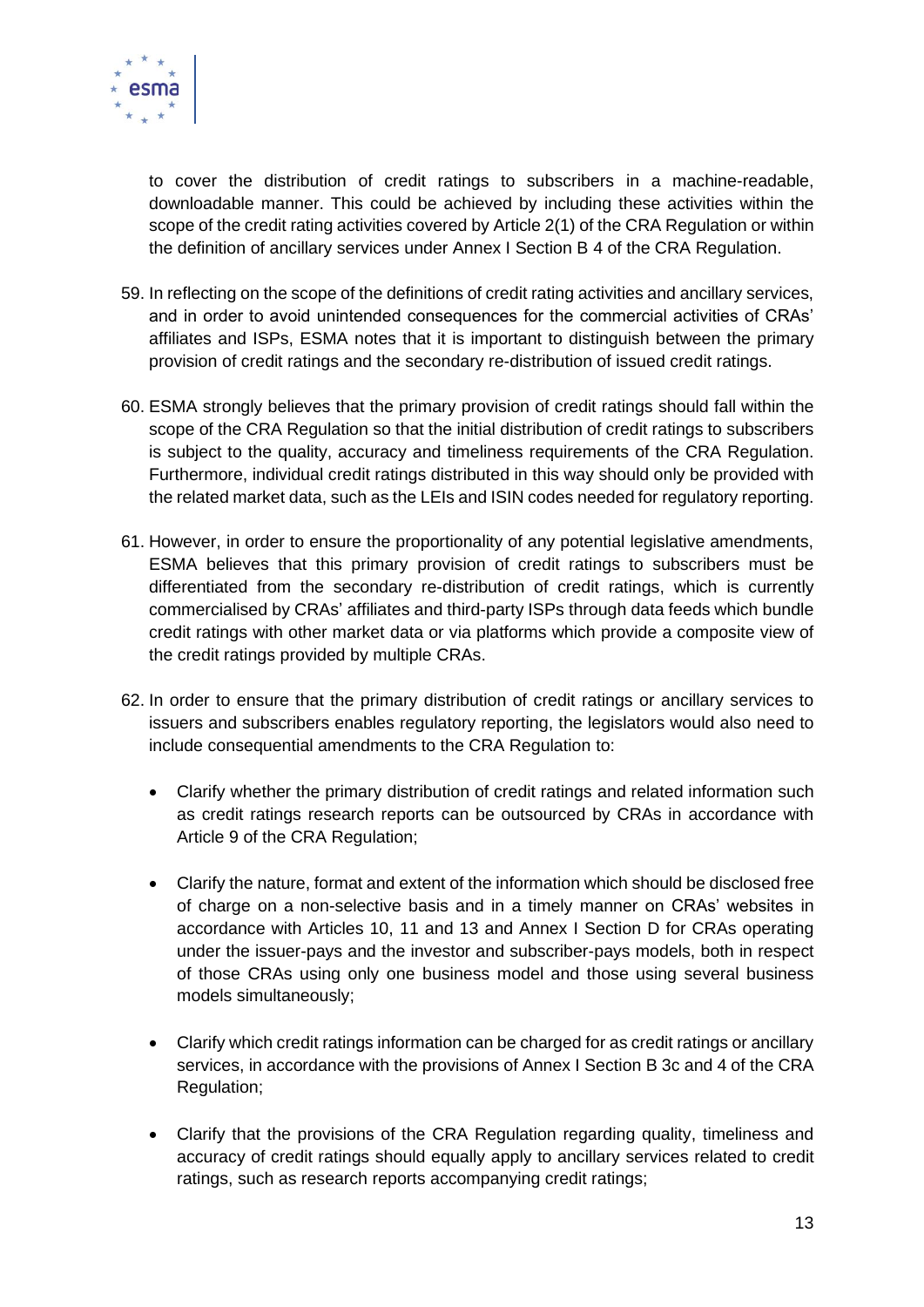to cover the distribution of credit ratings to subscribers in a machine-readable, downloadable manner. This could be achieved by including these activities within the scope of the credit rating activities covered by Article 2(1) of the CRA Regulation or within the definition of ancillary services under Annex I Section B 4 of the CRA Regulation.

59. In reflecting on the scope of the definitions of credit rating activities and ancillary services, and in order to avoid unintended consequences for the commercial activities of CRAs' affiliates and ISPs, ESMA notes that it is important to distinguish between the primary provision of credit ratings and the secondary re-distribution of issued credit ratings.

60. ESMA strongly believes that the primary provision of credit ratings should fall within the scope of the CRA Regulation so that the initial distribution of credit ratings to subscribers is subject to the quality, accuracy and timeliness requirements of the CRA Regulation. Furthermore, individual credit ratings distributed in this way should only be provided with the related market data, such as the LEIs and ISIN codes needed for regulatory reporting.

61. However, in order to ensure the proportionality of any potential legislative amendments, ESMA believes that this primary provision of credit ratings to subscribers must be differentiated from the secondary re-distribution of credit ratings, which is currently commercialised by CRAs' affiliates and third-party ISPs through data feeds which bundle credit ratings with other market data or via platforms which provide a composite view of the credit ratings provided by multiple CRAs.

62. In order to ensure that the primary distribution of credit ratings or ancillary services to issuers and subscribers enables regulatory reporting, the legislators would also need to include consequential amendments to the CRA Regulation to:

    - Clarify whether the primary distribution of credit ratings and related information such as credit ratings research reports can be outsourced by CRAs in accordance with Article 9 of the CRA Regulation;

    - Clarify the nature, format and extent of the information which should be disclosed free of charge on a non-selective basis and in a timely manner on CRAs' websites in accordance with Articles 10, 11 and 13 and Annex I Section D for CRAs operating under the issuer-pays and the investor and subscriber-pays models, both in respect of those CRAs using only one business model and those using several business models simultaneously;

    - Clarify which credit ratings information can be charged for as credit ratings or ancillary services, in accordance with the provisions of Annex I Section B 3c and 4 of the CRA Regulation;

    - Clarify that the provisions of the CRA Regulation regarding quality, timeliness and accuracy of credit ratings should equally apply to ancillary services related to credit ratings, such as research reports accompanying credit ratings;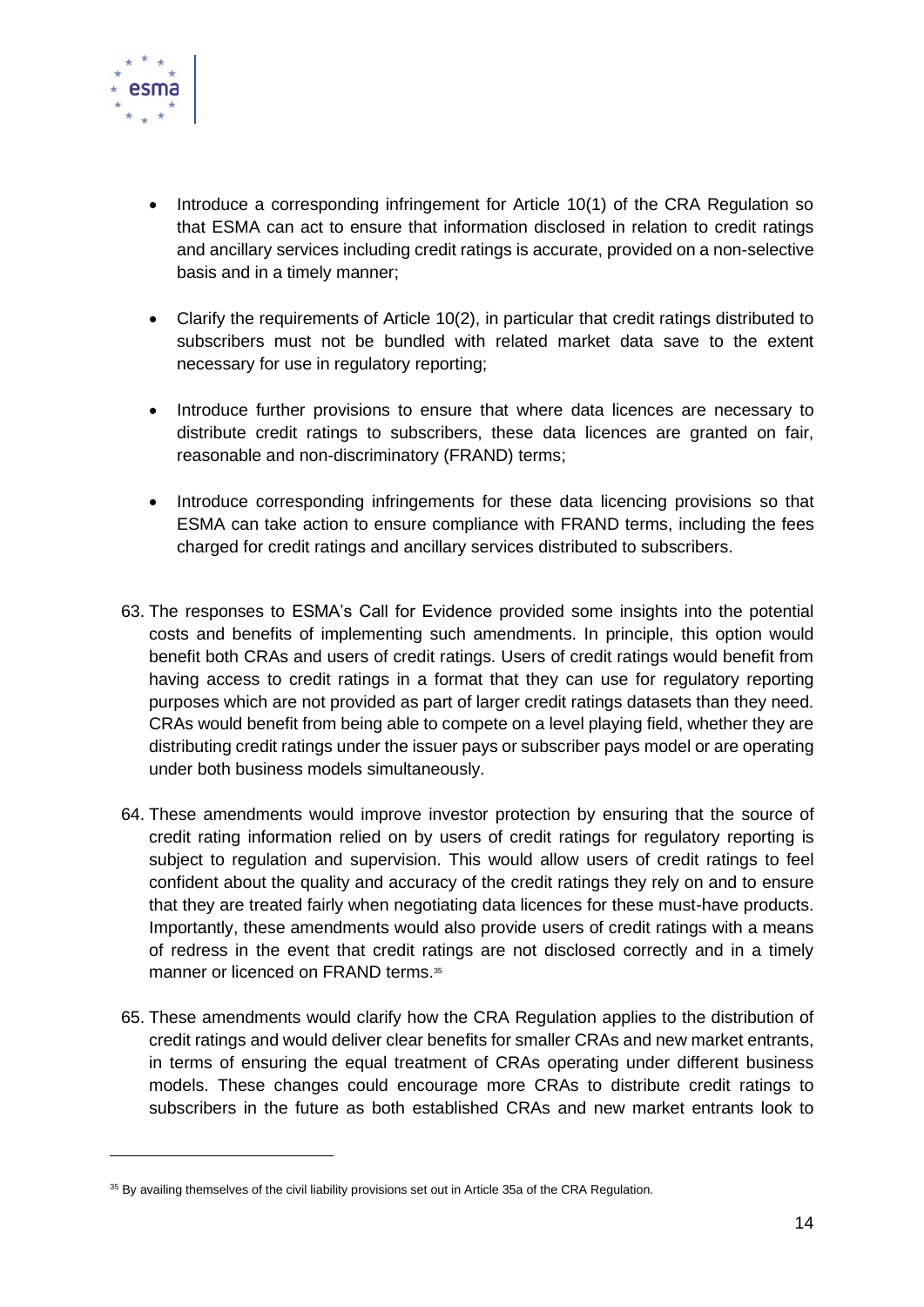- Introduce a corresponding infringement for Article 10(1) of the CRA Regulation so that ESMA can act to ensure that information disclosed in relation to credit ratings and ancillary services including credit ratings is accurate, provided on a non-selective basis and in a timely manner;

- Clarify the requirements of Article 10(2), in particular that credit ratings distributed to subscribers must not be bundled with related market data save to the extent necessary for use in regulatory reporting;

- Introduce further provisions to ensure that where data licences are necessary to distribute credit ratings to subscribers, these data licences are granted on fair, reasonable and non-discriminatory (FRAND) terms;

- Introduce corresponding infringements for these data licencing provisions so that ESMA can take action to ensure compliance with FRAND terms, including the fees charged for credit ratings and ancillary services distributed to subscribers.

63. The responses to ESMA's Call for Evidence provided some insights into the potential costs and benefits of implementing such amendments. In principle, this option would benefit both CRAs and users of credit ratings. Users of credit ratings would benefit from having access to credit ratings in a format that they can use for regulatory reporting purposes which are not provided as part of larger credit ratings datasets than they need. CRAs would benefit from being able to compete on a level playing field, whether they are distributing credit ratings under the issuer pays or subscriber pays model or are operating under both business models simultaneously.

64. These amendments would improve investor protection by ensuring that the source of credit rating information relied on by users of credit ratings for regulatory reporting is subject to regulation and supervision. This would allow users of credit ratings to feel confident about the quality and accuracy of the credit ratings they rely on and to ensure that they are treated fairly when negotiating data licences for these must-have products. Importantly, these amendments would also provide users of credit ratings with a means of redress in the event that credit ratings are not disclosed correctly and in a timely manner or licenced on FRAND terms.[35]

65. These amendments would clarify how the CRA Regulation applies to the distribution of credit ratings and would deliver clear benefits for smaller CRAs and new market entrants, in terms of ensuring the equal treatment of CRAs operating under different business models. These changes could encourage more CRAs to distribute credit ratings to subscribers in the future as both established CRAs and new market entrants look to

[35] By availing themselves of the civil liability provisions set out in Article 35a of the CRA Regulation.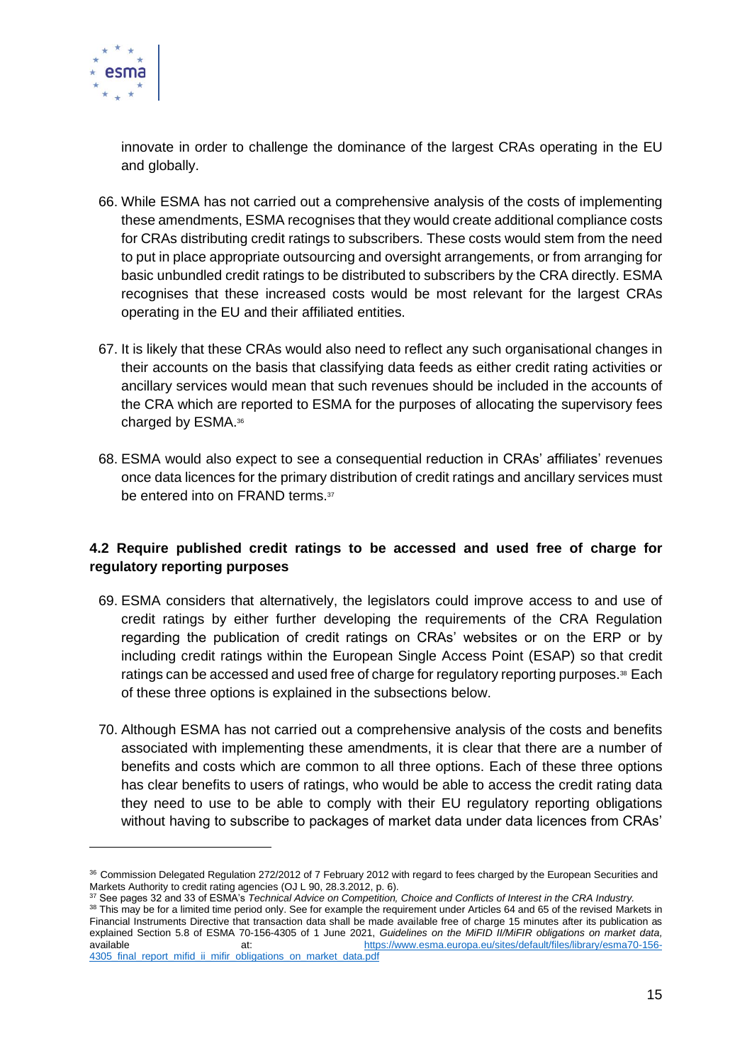innovate in order to challenge the dominance of the largest CRAs operating in the EU and globally.

66. While ESMA has not carried out a comprehensive analysis of the costs of implementing these amendments, ESMA recognises that they would create additional compliance costs for CRAs distributing credit ratings to subscribers. These costs would stem from the need to put in place appropriate outsourcing and oversight arrangements, or from arranging for basic unbundled credit ratings to be distributed to subscribers by the CRA directly. ESMA recognises that these increased costs would be most relevant for the largest CRAs operating in the EU and their affiliated entities.

67. It is likely that these CRAs would also need to reflect any such organisational changes in their accounts on the basis that classifying data feeds as either credit rating activities or ancillary services would mean that such revenues should be included in the accounts of the CRA which are reported to ESMA for the purposes of allocating the supervisory fees charged by ESMA.[36]

68. ESMA would also expect to see a consequential reduction in CRAs' affiliates' revenues once data licences for the primary distribution of credit ratings and ancillary services must be entered into on FRAND terms.[37]

### 4.2 Require published credit ratings to be accessed and used free of charge for regulatory reporting purposes

69. ESMA considers that alternatively, the legislators could improve access to and use of credit ratings by either further developing the requirements of the CRA Regulation regarding the publication of credit ratings on CRAs' websites or on the ERP or by including credit ratings within the European Single Access Point (ESAP) so that credit ratings can be accessed and used free of charge for regulatory reporting purposes.[38] Each of these three options is explained in the subsections below.

70. Although ESMA has not carried out a comprehensive analysis of the costs and benefits associated with implementing these amendments, it is clear that there are a number of benefits and costs which are common to all three options. Each of these three options has clear benefits to users of ratings, who would be able to access the credit rating data they need to use to be able to comply with their EU regulatory reporting obligations without having to subscribe to packages of market data under data licences from CRAs'

---

[36] Commission Delegated Regulation 272/2012 of 7 February 2012 with regard to fees charged by the European Securities and Markets Authority to credit rating agencies (OJ L 90, 28.3.2012, p. 6).

[37] See pages 32 and 33 of ESMA's *Technical Advice on Competition, Choice and Conflicts of Interest in the CRA Industry.*

[38] This may be for a limited time period only. See for example the requirement under Articles 64 and 65 of the revised Markets in Financial Instruments Directive that transaction data shall be made available free of charge 15 minutes after its publication as explained Section 5.8 of ESMA 70-156-4305 of 1 June 2021, *Guidelines on the MiFID II/MiFIR obligations on market data,* available at: https://www.esma.europa.eu/sites/default/files/library/esma70-156-4305_final_report_mifid_ii_mifir_obligations_on_market_data.pdf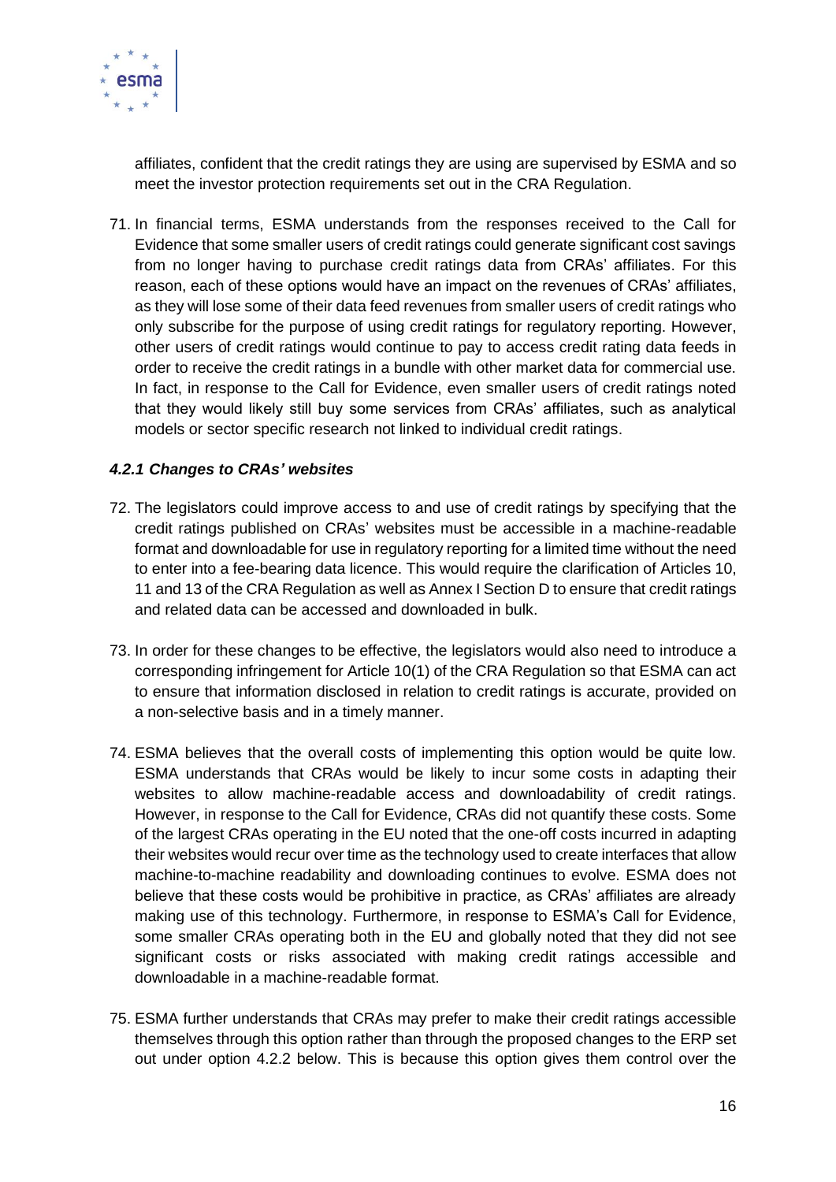affiliates, confident that the credit ratings they are using are supervised by ESMA and so meet the investor protection requirements set out in the CRA Regulation.

71. In financial terms, ESMA understands from the responses received to the Call for Evidence that some smaller users of credit ratings could generate significant cost savings from no longer having to purchase credit ratings data from CRAs' affiliates. For this reason, each of these options would have an impact on the revenues of CRAs' affiliates, as they will lose some of their data feed revenues from smaller users of credit ratings who only subscribe for the purpose of using credit ratings for regulatory reporting. However, other users of credit ratings would continue to pay to access credit rating data feeds in order to receive the credit ratings in a bundle with other market data for commercial use. In fact, in response to the Call for Evidence, even smaller users of credit ratings noted that they would likely still buy some services from CRAs' affiliates, such as analytical models or sector specific research not linked to individual credit ratings.

#### *4.2.1 Changes to CRAs' websites*

72. The legislators could improve access to and use of credit ratings by specifying that the credit ratings published on CRAs' websites must be accessible in a machine-readable format and downloadable for use in regulatory reporting for a limited time without the need to enter into a fee-bearing data licence. This would require the clarification of Articles 10, 11 and 13 of the CRA Regulation as well as Annex I Section D to ensure that credit ratings and related data can be accessed and downloaded in bulk.

73. In order for these changes to be effective, the legislators would also need to introduce a corresponding infringement for Article 10(1) of the CRA Regulation so that ESMA can act to ensure that information disclosed in relation to credit ratings is accurate, provided on a non-selective basis and in a timely manner.

74. ESMA believes that the overall costs of implementing this option would be quite low. ESMA understands that CRAs would be likely to incur some costs in adapting their websites to allow machine-readable access and downloadability of credit ratings. However, in response to the Call for Evidence, CRAs did not quantify these costs. Some of the largest CRAs operating in the EU noted that the one-off costs incurred in adapting their websites would recur over time as the technology used to create interfaces that allow machine-to-machine readability and downloading continues to evolve. ESMA does not believe that these costs would be prohibitive in practice, as CRAs' affiliates are already making use of this technology. Furthermore, in response to ESMA's Call for Evidence, some smaller CRAs operating both in the EU and globally noted that they did not see significant costs or risks associated with making credit ratings accessible and downloadable in a machine-readable format.

75. ESMA further understands that CRAs may prefer to make their credit ratings accessible themselves through this option rather than through the proposed changes to the ERP set out under option 4.2.2 below. This is because this option gives them control over the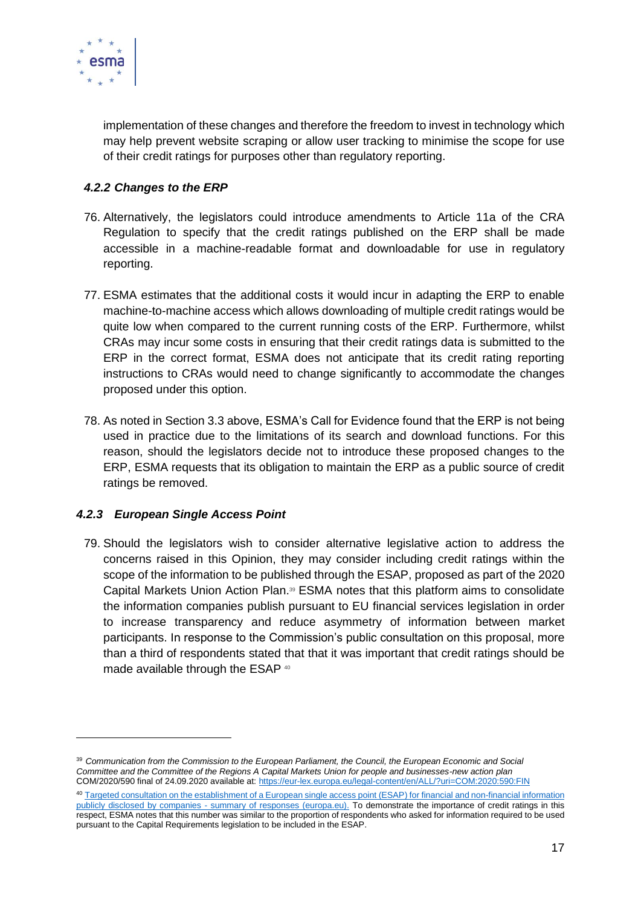implementation of these changes and therefore the freedom to invest in technology which may help prevent website scraping or allow user tracking to minimise the scope for use of their credit ratings for purposes other than regulatory reporting.

### *4.2.2 Changes to the ERP*

76. Alternatively, the legislators could introduce amendments to Article 11a of the CRA Regulation to specify that the credit ratings published on the ERP shall be made accessible in a machine-readable format and downloadable for use in regulatory reporting.

77. ESMA estimates that the additional costs it would incur in adapting the ERP to enable machine-to-machine access which allows downloading of multiple credit ratings would be quite low when compared to the current running costs of the ERP. Furthermore, whilst CRAs may incur some costs in ensuring that their credit ratings data is submitted to the ERP in the correct format, ESMA does not anticipate that its credit rating reporting instructions to CRAs would need to change significantly to accommodate the changes proposed under this option.

78. As noted in Section 3.3 above, ESMA's Call for Evidence found that the ERP is not being used in practice due to the limitations of its search and download functions. For this reason, should the legislators decide not to introduce these proposed changes to the ERP, ESMA requests that its obligation to maintain the ERP as a public source of credit ratings be removed.

### *4.2.3 European Single Access Point*

79. Should the legislators wish to consider alternative legislative action to address the concerns raised in this Opinion, they may consider including credit ratings within the scope of the information to be published through the ESAP, proposed as part of the 2020 Capital Markets Union Action Plan.[39] ESMA notes that this platform aims to consolidate the information companies publish pursuant to EU financial services legislation in order to increase transparency and reduce asymmetry of information between market participants. In response to the Commission's public consultation on this proposal, more than a third of respondents stated that that it was important that credit ratings should be made available through the ESAP [40]

---

[39] *Communication from the Commission to the European Parliament, the Council, the European Economic and Social Committee and the Committee of the Regions A Capital Markets Union for people and businesses-new action plan* COM/2020/590 final of 24.09.2020 available at: https://eur-lex.europa.eu/legal-content/en/ALL/?uri=COM:2020:590:FIN

[40] Targeted consultation on the establishment of a European single access point (ESAP) for financial and non-financial information publicly disclosed by companies - summary of responses (europa.eu). To demonstrate the importance of credit ratings in this respect, ESMA notes that this number was similar to the proportion of respondents who asked for information required to be used pursuant to the Capital Requirements legislation to be included in the ESAP.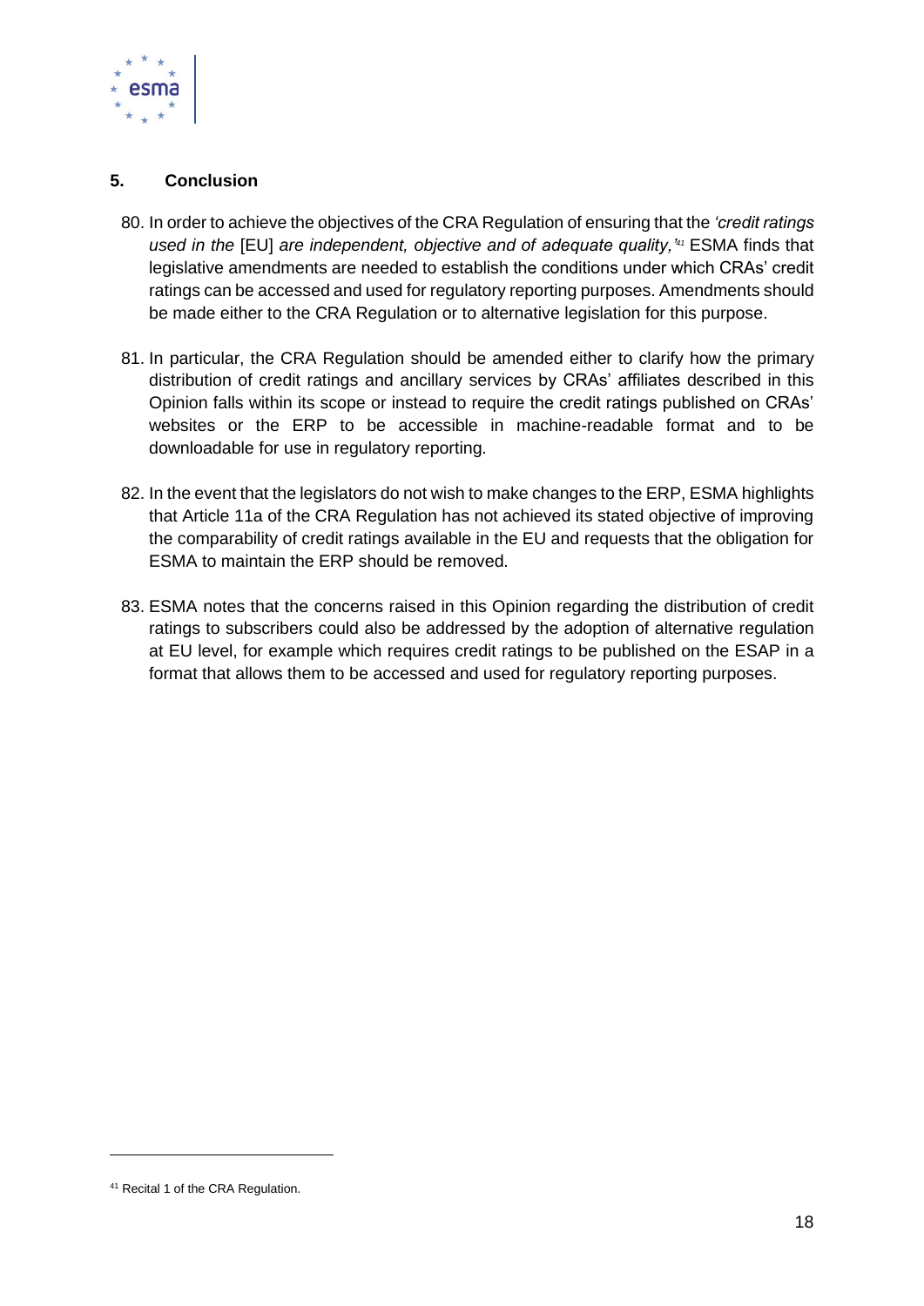## 5. Conclusion

80. In order to achieve the objectives of the CRA Regulation of ensuring that the *'credit ratings used in the* [EU] *are independent, objective and of adequate quality,'*[41] ESMA finds that legislative amendments are needed to establish the conditions under which CRAs' credit ratings can be accessed and used for regulatory reporting purposes. Amendments should be made either to the CRA Regulation or to alternative legislation for this purpose.

81. In particular, the CRA Regulation should be amended either to clarify how the primary distribution of credit ratings and ancillary services by CRAs' affiliates described in this Opinion falls within its scope or instead to require the credit ratings published on CRAs' websites or the ERP to be accessible in machine-readable format and to be downloadable for use in regulatory reporting.

82. In the event that the legislators do not wish to make changes to the ERP, ESMA highlights that Article 11a of the CRA Regulation has not achieved its stated objective of improving the comparability of credit ratings available in the EU and requests that the obligation for ESMA to maintain the ERP should be removed.

83. ESMA notes that the concerns raised in this Opinion regarding the distribution of credit ratings to subscribers could also be addressed by the adoption of alternative regulation at EU level, for example which requires credit ratings to be published on the ESAP in a format that allows them to be accessed and used for regulatory reporting purposes.

[41] Recital 1 of the CRA Regulation.